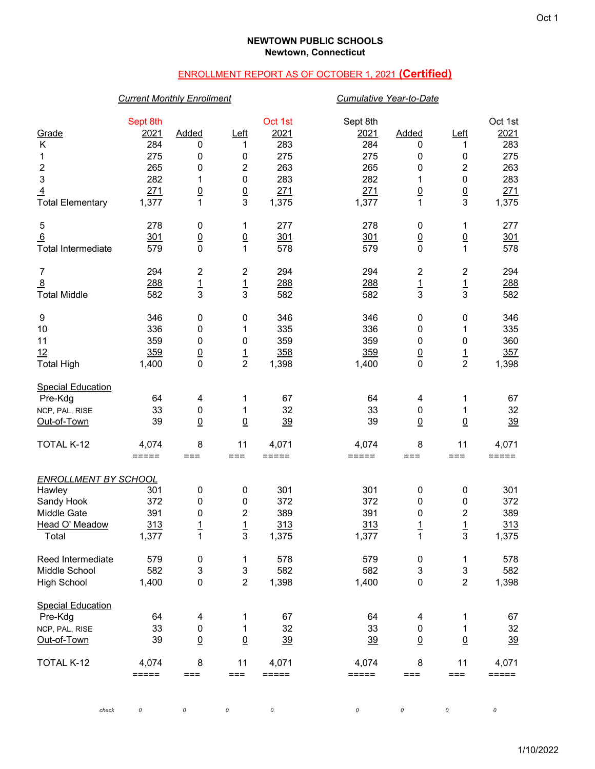Oct 1

**NEWTOWN PUBLIC SCHOOLS**
**Newtown, Connecticut**

ENROLLMENT REPORT AS OF OCTOBER 1, 2021 **(Certified)**

| | *Current Monthly Enrollment* | | | | *Cumulative Year-to-Date* | | | |
|---|---|---|---|---|---|---|---|---|
| Grade | Sept 8th 2021 | Added | Left | Oct 1st 2021 | Sept 8th 2021 | Added | Left | Oct 1st 2021 |
| K | 284 | 0 | 1 | 283 | 284 | 0 | 1 | 283 |
| 1 | 275 | 0 | 0 | 275 | 275 | 0 | 0 | 275 |
| 2 | 265 | 0 | 2 | 263 | 265 | 0 | 2 | 263 |
| 3 | 282 | 1 | 0 | 283 | 282 | 1 | 0 | 283 |
| 4 | 271 | 0 | 0 | 271 | 271 | 0 | 0 | 271 |
| Total Elementary | 1,377 | 1 | 3 | 1,375 | 1,377 | 1 | 3 | 1,375 |
| | | | | | | | | |
| 5 | 278 | 0 | 1 | 277 | 278 | 0 | 1 | 277 |
| 6 | 301 | 0 | 0 | 301 | 301 | 0 | 0 | 301 |
| Total Intermediate | 579 | 0 | 1 | 578 | 579 | 0 | 1 | 578 |
| | | | | | | | | |
| 7 | 294 | 2 | 2 | 294 | 294 | 2 | 2 | 294 |
| 8 | 288 | 1 | 1 | 288 | 288 | 1 | 1 | 288 |
| Total Middle | 582 | 3 | 3 | 582 | 582 | 3 | 3 | 582 |
| | | | | | | | | |
| 9 | 346 | 0 | 0 | 346 | 346 | 0 | 0 | 346 |
| 10 | 336 | 0 | 1 | 335 | 336 | 0 | 1 | 335 |
| 11 | 359 | 0 | 0 | 359 | 359 | 0 | 0 | 360 |
| 12 | 359 | 0 | 1 | 358 | 359 | 0 | 1 | 357 |
| Total High | 1,400 | 0 | 2 | 1,398 | 1,400 | 0 | 2 | 1,398 |
| | | | | | | | | |
| Special Education | | | | | | | | |
| Pre-Kdg | 64 | 4 | 1 | 67 | 64 | 4 | 1 | 67 |
| NCP, PAL, RISE | 33 | 0 | 1 | 32 | 33 | 0 | 1 | 32 |
| Out-of-Town | 39 | 0 | 0 | 39 | 39 | 0 | 0 | 39 |
| | | | | | | | | |
| TOTAL K-12 | 4,074 | 8 | 11 | 4,071 | 4,074 | 8 | 11 | 4,071 |
| | | | | | | | | |
| *ENROLLMENT BY SCHOOL* | | | | | | | | |
| Hawley | 301 | 0 | 0 | 301 | 301 | 0 | 0 | 301 |
| Sandy Hook | 372 | 0 | 0 | 372 | 372 | 0 | 0 | 372 |
| Middle Gate | 391 | 0 | 2 | 389 | 391 | 0 | 2 | 389 |
| Head O' Meadow | 313 | 1 | 1 | 313 | 313 | 1 | 1 | 313 |
| Total | 1,377 | 1 | 3 | 1,375 | 1,377 | 1 | 3 | 1,375 |
| | | | | | | | | |
| Reed Intermediate | 579 | 0 | 1 | 578 | 579 | 0 | 1 | 578 |
| Middle School | 582 | 3 | 3 | 582 | 582 | 3 | 3 | 582 |
| High School | 1,400 | 0 | 2 | 1,398 | 1,400 | 0 | 2 | 1,398 |
| | | | | | | | | |
| Special Education | | | | | | | | |
| Pre-Kdg | 64 | 4 | 1 | 67 | 64 | 4 | 1 | 67 |
| NCP, PAL, RISE | 33 | 0 | 1 | 32 | 33 | 0 | 1 | 32 |
| Out-of-Town | 39 | 0 | 0 | 39 | 39 | 0 | 0 | 39 |
| | | | | | | | | |
| TOTAL K-12 | 4,074 | 8 | 11 | 4,071 | 4,074 | 8 | 11 | 4,071 |
| | | | | | | | | |
| *check* | *0* | *0* | *0* | *0* | *0* | *0* | *0* | *0* |

1/10/2022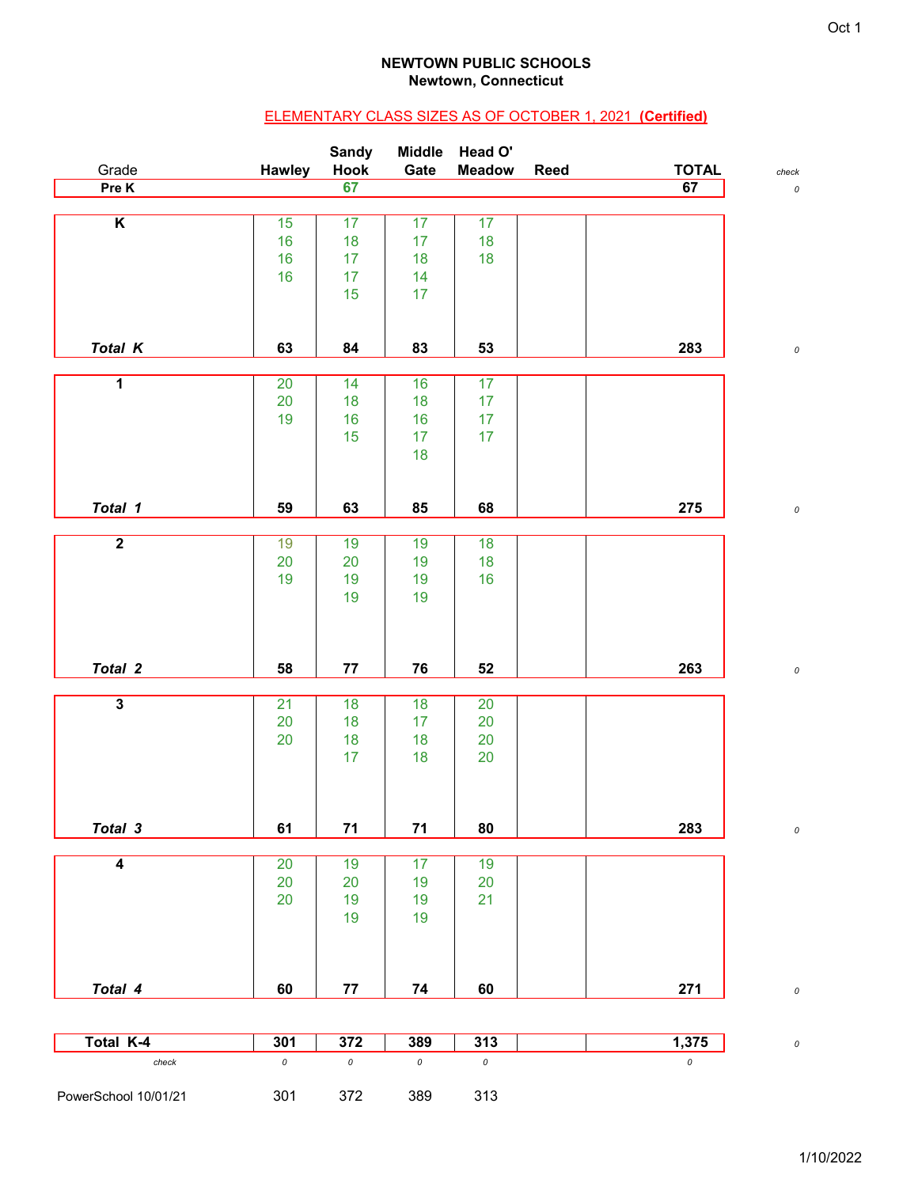**NEWTOWN PUBLIC SCHOOLS**
**Newtown, Connecticut**

**ELEMENTARY CLASS SIZES AS OF OCTOBER 1, 2021 (Certified)**

| Grade | Hawley | Sandy Hook | Middle Gate | Head O' Meadow | Reed | TOTAL | *check* |
|---|---|---|---|---|---|---|---|
| **Pre K** | | 67 | | | | **67** | *0* |
| **K** | 15 | 17 | 17 | 17 | | | |
| | 16 | 18 | 17 | 18 | | | |
| | 16 | 17 | 18 | 18 | | | |
| | 16 | 17 | 14 | | | | |
| | | 15 | 17 | | | | |
| ***Total K*** | **63** | **84** | **83** | **53** | | **283** | *0* |
| **1** | 20 | 14 | 16 | 17 | | | |
| | 20 | 18 | 18 | 17 | | | |
| | 19 | 16 | 16 | 17 | | | |
| | | 15 | 17 | 17 | | | |
| | | | 18 | | | | |
| ***Total 1*** | **59** | **63** | **85** | **68** | | **275** | *0* |
| **2** | 19 | 19 | 19 | 18 | | | |
| | 20 | 20 | 19 | 18 | | | |
| | 19 | 19 | 19 | 16 | | | |
| | | 19 | 19 | | | | |
| ***Total 2*** | **58** | **77** | **76** | **52** | | **263** | *0* |
| **3** | 21 | 18 | 18 | 20 | | | |
| | 20 | 18 | 17 | 20 | | | |
| | 20 | 18 | 18 | 20 | | | |
| | | 17 | 18 | 20 | | | |
| ***Total 3*** | **61** | **71** | **71** | **80** | | **283** | *0* |
| **4** | 20 | 19 | 17 | 19 | | | |
| | 20 | 20 | 19 | 20 | | | |
| | 20 | 19 | 19 | 21 | | | |
| | | 19 | 19 | | | | |
| ***Total 4*** | **60** | **77** | **74** | **60** | | **271** | *0* |
| **Total K-4** | **301** | **372** | **389** | **313** | | **1,375** | *0* |
| *check* | *0* | *0* | *0* | *0* | | *0* | |
| PowerSchool 10/01/21 | 301 | 372 | 389 | 313 | | | |

1/10/2022